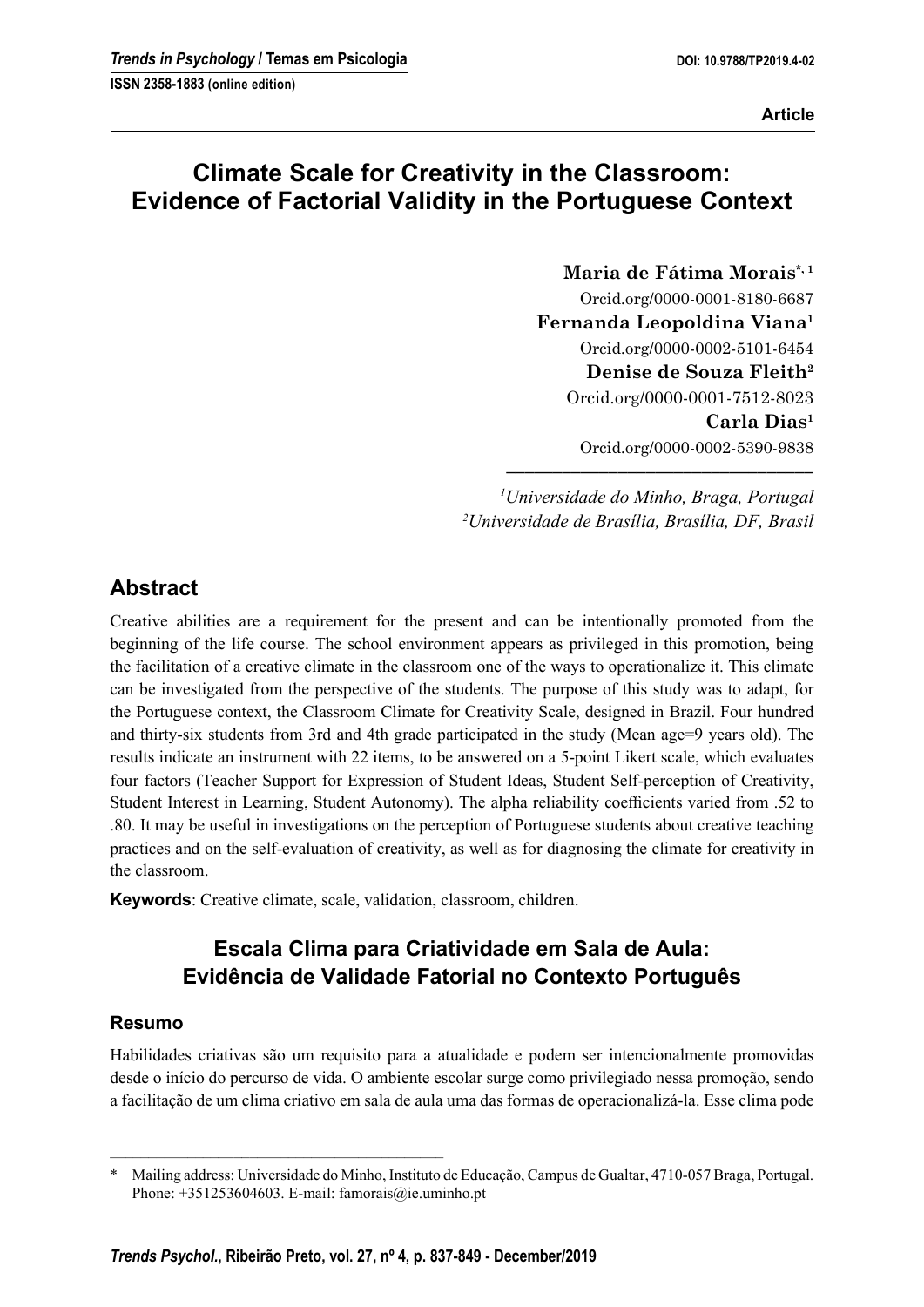Article

# Climate Scale for Creativity in the Classroom: Evidence of Factorial Validity in the Portuguese Context

**Maria de Fátima Morais**[*, 1]
Orcid.org/0000-0001-8180-6687
**Fernanda Leopoldina Viana**[1]
Orcid.org/0000-0002-5101-6454
**Denise de Souza Fleith**[2]
Orcid.org/0000-0001-7512-8023
**Carla Dias**[1]
Orcid.org/0000-0002-5390-9838

[1] *Universidade do Minho, Braga, Portugal*
[2] *Universidade de Brasília, Brasília, DF, Brasil*

## Abstract

Creative abilities are a requirement for the present and can be intentionally promoted from the beginning of the life course. The school environment appears as privileged in this promotion, being the facilitation of a creative climate in the classroom one of the ways to operationalize it. This climate can be investigated from the perspective of the students. The purpose of this study was to adapt, for the Portuguese context, the Classroom Climate for Creativity Scale, designed in Brazil. Four hundred and thirty-six students from 3rd and 4th grade participated in the study (Mean age=9 years old). The results indicate an instrument with 22 items, to be answered on a 5-point Likert scale, which evaluates four factors (Teacher Support for Expression of Student Ideas, Student Self-perception of Creativity, Student Interest in Learning, Student Autonomy). The alpha reliability coefficients varied from .52 to .80. It may be useful in investigations on the perception of Portuguese students about creative teaching practices and on the self-evaluation of creativity, as well as for diagnosing the climate for creativity in the classroom.

**Keywords**: Creative climate, scale, validation, classroom, children.

# Escala Clima para Criatividade em Sala de Aula: Evidência de Validade Fatorial no Contexto Português

## Resumo

Habilidades criativas são um requisito para a atualidade e podem ser intencionalmente promovidas desde o início do percurso de vida. O ambiente escolar surge como privilegiado nessa promoção, sendo a facilitação de um clima criativo em sala de aula uma das formas de operacionalizá-la. Esse clima pode

---

\* Mailing address: Universidade do Minho, Instituto de Educação, Campus de Gualtar, 4710-057 Braga, Portugal. Phone: +351253604603. E-mail: famorais@ie.uminho.pt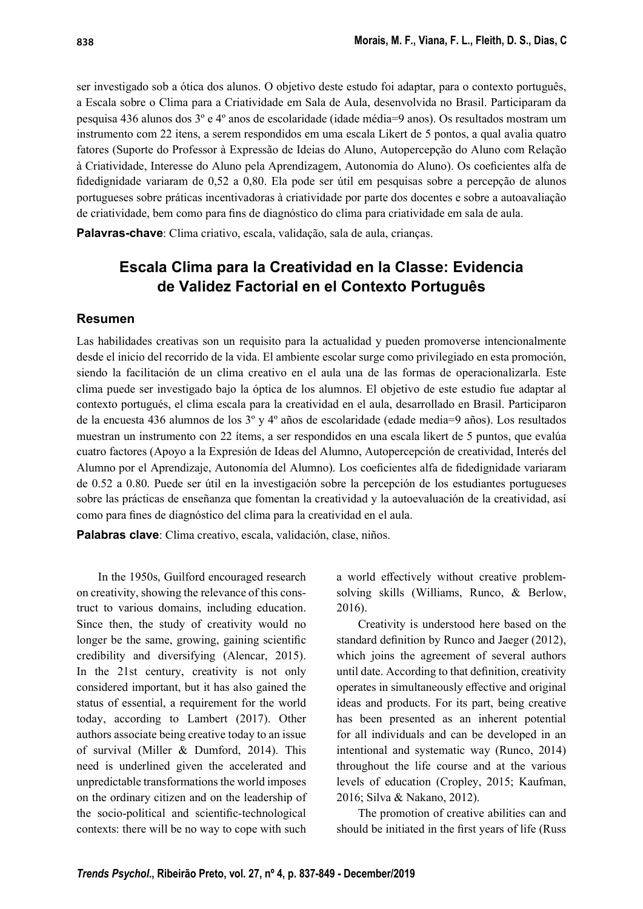ser investigado sob a ótica dos alunos. O objetivo deste estudo foi adaptar, para o contexto português, a Escala sobre o Clima para a Criatividade em Sala de Aula, desenvolvida no Brasil. Participaram da pesquisa 436 alunos dos 3º e 4º anos de escolaridade (idade média=9 anos). Os resultados mostram um instrumento com 22 itens, a serem respondidos em uma escala Likert de 5 pontos, a qual avalia quatro fatores (Suporte do Professor à Expressão de Ideias do Aluno, Autopercepção do Aluno com Relação à Criatividade, Interesse do Aluno pela Aprendizagem, Autonomia do Aluno). Os coeficientes alfa de fidedignidade variaram de 0,52 a 0,80. Ela pode ser útil em pesquisas sobre a percepção de alunos portugueses sobre práticas incentivadoras à criatividade por parte dos docentes e sobre a autoavaliação de criatividade, bem como para fins de diagnóstico do clima para criatividade em sala de aula.

**Palavras-chave**: Clima criativo, escala, validação, sala de aula, crianças.

## Escala Clima para la Creatividad en la Classe: Evidencia de Validez Factorial en el Contexto Português

### Resumen

Las habilidades creativas son un requisito para la actualidad y pueden promoverse intencionalmente desde el inicio del recorrido de la vida. El ambiente escolar surge como privilegiado en esta promoción, siendo la facilitación de un clima creativo en el aula una de las formas de operacionalizarla. Este clima puede ser investigado bajo la óptica de los alumnos. El objetivo de este estudio fue adaptar al contexto portugués, el clima escala para la creatividad en el aula, desarrollado en Brasil. Participaron de la encuesta 436 alumnos de los 3º y 4º años de escolaridad (edade media=9 años). Los resultados muestran un instrumento con 22 ítems, a ser respondidos en una escala likert de 5 puntos, que evalúa cuatro factores (Apoyo a la Expresión de Ideas del Alumno, Autopercepción de creatividad, Interés del Alumno por el Aprendizaje, Autonomía del Alumno). Los coeficientes alfa de fidedignidade variaram de 0.52 a 0.80. Puede ser útil en la investigación sobre la percepción de los estudiantes portugueses sobre las prácticas de enseñanza que fomentan la creatividad y la autoevaluación de la creatividad, así como para fines de diagnóstico del clima para la creatividad en el aula.

**Palabras clave**: Clima creativo, escala, validación, clase, niños.

In the 1950s, Guilford encouraged research on creativity, showing the relevance of this construct to various domains, including education. Since then, the study of creativity would no longer be the same, growing, gaining scientific credibility and diversifying (Alencar, 2015). In the 21st century, creativity is not only considered important, but it has also gained the status of essential, a requirement for the world today, according to Lambert (2017). Other authors associate being creative today to an issue of survival (Miller & Dumford, 2014). This need is underlined given the accelerated and unpredictable transformations the world imposes on the ordinary citizen and on the leadership of the socio-political and scientific-technological contexts: there will be no way to cope with such a world effectively without creative problem-solving skills (Williams, Runco, & Berlow, 2016).

Creativity is understood here based on the standard definition by Runco and Jaeger (2012), which joins the agreement of several authors until date. According to that definition, creativity operates in simultaneously effective and original ideas and products. For its part, being creative has been presented as an inherent potential for all individuals and can be developed in an intentional and systematic way (Runco, 2014) throughout the life course and at the various levels of education (Cropley, 2015; Kaufman, 2016; Silva & Nakano, 2012).

The promotion of creative abilities can and should be initiated in the first years of life (Russ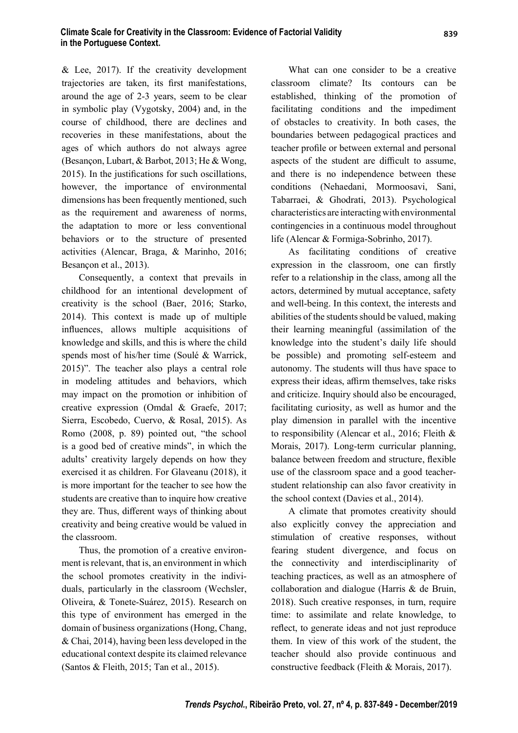& Lee, 2017). If the creativity development trajectories are taken, its first manifestations, around the age of 2-3 years, seem to be clear in symbolic play (Vygotsky, 2004) and, in the course of childhood, there are declines and recoveries in these manifestations, about the ages of which authors do not always agree (Besançon, Lubart, & Barbot, 2013; He & Wong, 2015). In the justifications for such oscillations, however, the importance of environmental dimensions has been frequently mentioned, such as the requirement and awareness of norms, the adaptation to more or less conventional behaviors or to the structure of presented activities (Alencar, Braga, & Marinho, 2016; Besançon et al., 2013).

Consequently, a context that prevails in childhood for an intentional development of creativity is the school (Baer, 2016; Starko, 2014). This context is made up of multiple influences, allows multiple acquisitions of knowledge and skills, and this is where the child spends most of his/her time (Soulé & Warrick, 2015)". The teacher also plays a central role in modeling attitudes and behaviors, which may impact on the promotion or inhibition of creative expression (Omdal & Graefe, 2017; Sierra, Escobedo, Cuervo, & Rosal, 2015). As Romo (2008, p. 89) pointed out, "the school is a good bed of creative minds", in which the adults' creativity largely depends on how they exercised it as children. For Glaveanu (2018), it is more important for the teacher to see how the students are creative than to inquire how creative they are. Thus, different ways of thinking about creativity and being creative would be valued in the classroom.

Thus, the promotion of a creative environment is relevant, that is, an environment in which the school promotes creativity in the individuals, particularly in the classroom (Wechsler, Oliveira, & Tonete-Suárez, 2015). Research on this type of environment has emerged in the domain of business organizations (Hong, Chang, & Chai, 2014), having been less developed in the educational context despite its claimed relevance (Santos & Fleith, 2015; Tan et al., 2015).

What can one consider to be a creative classroom climate? Its contours can be established, thinking of the promotion of facilitating conditions and the impediment of obstacles to creativity. In both cases, the boundaries between pedagogical practices and teacher profile or between external and personal aspects of the student are difficult to assume, and there is no independence between these conditions (Nehaedani, Mormoosavi, Sani, Tabarraei, & Ghodrati, 2013). Psychological characteristics are interacting with environmental contingencies in a continuous model throughout life (Alencar & Formiga-Sobrinho, 2017).

As facilitating conditions of creative expression in the classroom, one can firstly refer to a relationship in the class, among all the actors, determined by mutual acceptance, safety and well-being. In this context, the interests and abilities of the students should be valued, making their learning meaningful (assimilation of the knowledge into the student's daily life should be possible) and promoting self-esteem and autonomy. The students will thus have space to express their ideas, affirm themselves, take risks and criticize. Inquiry should also be encouraged, facilitating curiosity, as well as humor and the play dimension in parallel with the incentive to responsibility (Alencar et al., 2016; Fleith & Morais, 2017). Long-term curricular planning, balance between freedom and structure, flexible use of the classroom space and a good teacher-student relationship can also favor creativity in the school context (Davies et al., 2014).

A climate that promotes creativity should also explicitly convey the appreciation and stimulation of creative responses, without fearing student divergence, and focus on the connectivity and interdisciplinarity of teaching practices, as well as an atmosphere of collaboration and dialogue (Harris & de Bruin, 2018). Such creative responses, in turn, require time: to assimilate and relate knowledge, to reflect, to generate ideas and not just reproduce them. In view of this work of the student, the teacher should also provide continuous and constructive feedback (Fleith & Morais, 2017).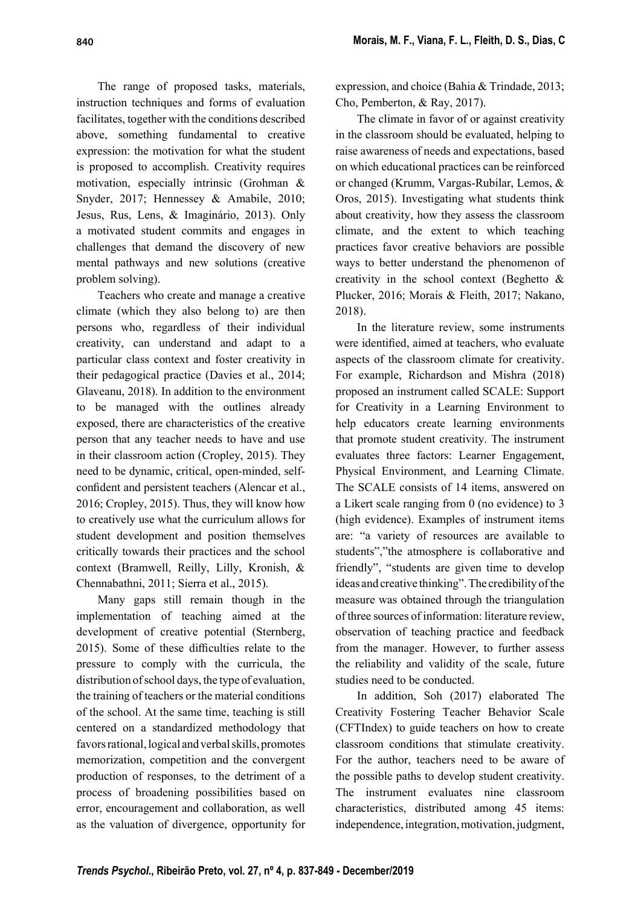The range of proposed tasks, materials, instruction techniques and forms of evaluation facilitates, together with the conditions described above, something fundamental to creative expression: the motivation for what the student is proposed to accomplish. Creativity requires motivation, especially intrinsic (Grohman & Snyder, 2017; Hennessey & Amabile, 2010; Jesus, Rus, Lens, & Imaginário, 2013). Only a motivated student commits and engages in challenges that demand the discovery of new mental pathways and new solutions (creative problem solving).

Teachers who create and manage a creative climate (which they also belong to) are then persons who, regardless of their individual creativity, can understand and adapt to a particular class context and foster creativity in their pedagogical practice (Davies et al., 2014; Glaveanu, 2018). In addition to the environment to be managed with the outlines already exposed, there are characteristics of the creative person that any teacher needs to have and use in their classroom action (Cropley, 2015). They need to be dynamic, critical, open-minded, self-confident and persistent teachers (Alencar et al., 2016; Cropley, 2015). Thus, they will know how to creatively use what the curriculum allows for student development and position themselves critically towards their practices and the school context (Bramwell, Reilly, Lilly, Kronish, & Chennabathni, 2011; Sierra et al., 2015).

Many gaps still remain though in the implementation of teaching aimed at the development of creative potential (Sternberg, 2015). Some of these difficulties relate to the pressure to comply with the curricula, the distribution of school days, the type of evaluation, the training of teachers or the material conditions of the school. At the same time, teaching is still centered on a standardized methodology that favors rational, logical and verbal skills, promotes memorization, competition and the convergent production of responses, to the detriment of a process of broadening possibilities based on error, encouragement and collaboration, as well as the valuation of divergence, opportunity for expression, and choice (Bahia & Trindade, 2013; Cho, Pemberton, & Ray, 2017).

The climate in favor of or against creativity in the classroom should be evaluated, helping to raise awareness of needs and expectations, based on which educational practices can be reinforced or changed (Krumm, Vargas-Rubilar, Lemos, & Oros, 2015). Investigating what students think about creativity, how they assess the classroom climate, and the extent to which teaching practices favor creative behaviors are possible ways to better understand the phenomenon of creativity in the school context (Beghetto & Plucker, 2016; Morais & Fleith, 2017; Nakano, 2018).

In the literature review, some instruments were identified, aimed at teachers, who evaluate aspects of the classroom climate for creativity. For example, Richardson and Mishra (2018) proposed an instrument called SCALE: Support for Creativity in a Learning Environment to help educators create learning environments that promote student creativity. The instrument evaluates three factors: Learner Engagement, Physical Environment, and Learning Climate. The SCALE consists of 14 items, answered on a Likert scale ranging from 0 (no evidence) to 3 (high evidence). Examples of instrument items are: "a variety of resources are available to students","the atmosphere is collaborative and friendly", "students are given time to develop ideas and creative thinking". The credibility of the measure was obtained through the triangulation of three sources of information: literature review, observation of teaching practice and feedback from the manager. However, to further assess the reliability and validity of the scale, future studies need to be conducted.

In addition, Soh (2017) elaborated The Creativity Fostering Teacher Behavior Scale (CFTIndex) to guide teachers on how to create classroom conditions that stimulate creativity. For the author, teachers need to be aware of the possible paths to develop student creativity. The instrument evaluates nine classroom characteristics, distributed among 45 items: independence, integration, motivation, judgment,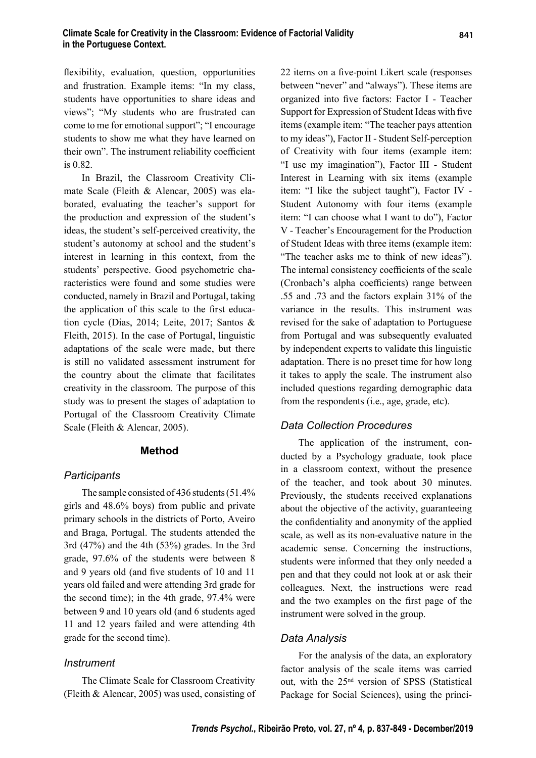flexibility, evaluation, question, opportunities and frustration. Example items: "In my class, students have opportunities to share ideas and views"; "My students who are frustrated can come to me for emotional support"; "I encourage students to show me what they have learned on their own". The instrument reliability coefficient is 0.82.

In Brazil, the Classroom Creativity Climate Scale (Fleith & Alencar, 2005) was elaborated, evaluating the teacher's support for the production and expression of the student's ideas, the student's self-perceived creativity, the student's autonomy at school and the student's interest in learning in this context, from the students' perspective. Good psychometric characteristics were found and some studies were conducted, namely in Brazil and Portugal, taking the application of this scale to the first education cycle (Dias, 2014; Leite, 2017; Santos & Fleith, 2015). In the case of Portugal, linguistic adaptations of the scale were made, but there is still no validated assessment instrument for the country about the climate that facilitates creativity in the classroom. The purpose of this study was to present the stages of adaptation to Portugal of the Classroom Creativity Climate Scale (Fleith & Alencar, 2005).

## Method

### *Participants*

The sample consisted of 436 students (51.4% girls and 48.6% boys) from public and private primary schools in the districts of Porto, Aveiro and Braga, Portugal. The students attended the 3rd (47%) and the 4th (53%) grades. In the 3rd grade, 97.6% of the students were between 8 and 9 years old (and five students of 10 and 11 years old failed and were attending 3rd grade for the second time); in the 4th grade, 97.4% were between 9 and 10 years old (and 6 students aged 11 and 12 years failed and were attending 4th grade for the second time).

### *Instrument*

The Climate Scale for Classroom Creativity (Fleith & Alencar, 2005) was used, consisting of 22 items on a five-point Likert scale (responses between "never" and "always"). These items are organized into five factors: Factor I - Teacher Support for Expression of Student Ideas with five items (example item: "The teacher pays attention to my ideas"), Factor II - Student Self-perception of Creativity with four items (example item: "I use my imagination"), Factor III - Student Interest in Learning with six items (example item: "I like the subject taught"), Factor IV - Student Autonomy with four items (example item: "I can choose what I want to do"), Factor V - Teacher's Encouragement for the Production of Student Ideas with three items (example item: "The teacher asks me to think of new ideas"). The internal consistency coefficients of the scale (Cronbach's alpha coefficients) range between .55 and .73 and the factors explain 31% of the variance in the results. This instrument was revised for the sake of adaptation to Portuguese from Portugal and was subsequently evaluated by independent experts to validate this linguistic adaptation. There is no preset time for how long it takes to apply the scale. The instrument also included questions regarding demographic data from the respondents (i.e., age, grade, etc).

### *Data Collection Procedures*

The application of the instrument, conducted by a Psychology graduate, took place in a classroom context, without the presence of the teacher, and took about 30 minutes. Previously, the students received explanations about the objective of the activity, guaranteeing the confidentiality and anonymity of the applied scale, as well as its non-evaluative nature in the academic sense. Concerning the instructions, students were informed that they only needed a pen and that they could not look at or ask their colleagues. Next, the instructions were read and the two examples on the first page of the instrument were solved in the group.

### *Data Analysis*

For the analysis of the data, an exploratory factor analysis of the scale items was carried out, with the 25nd version of SPSS (Statistical Package for Social Sciences), using the princi-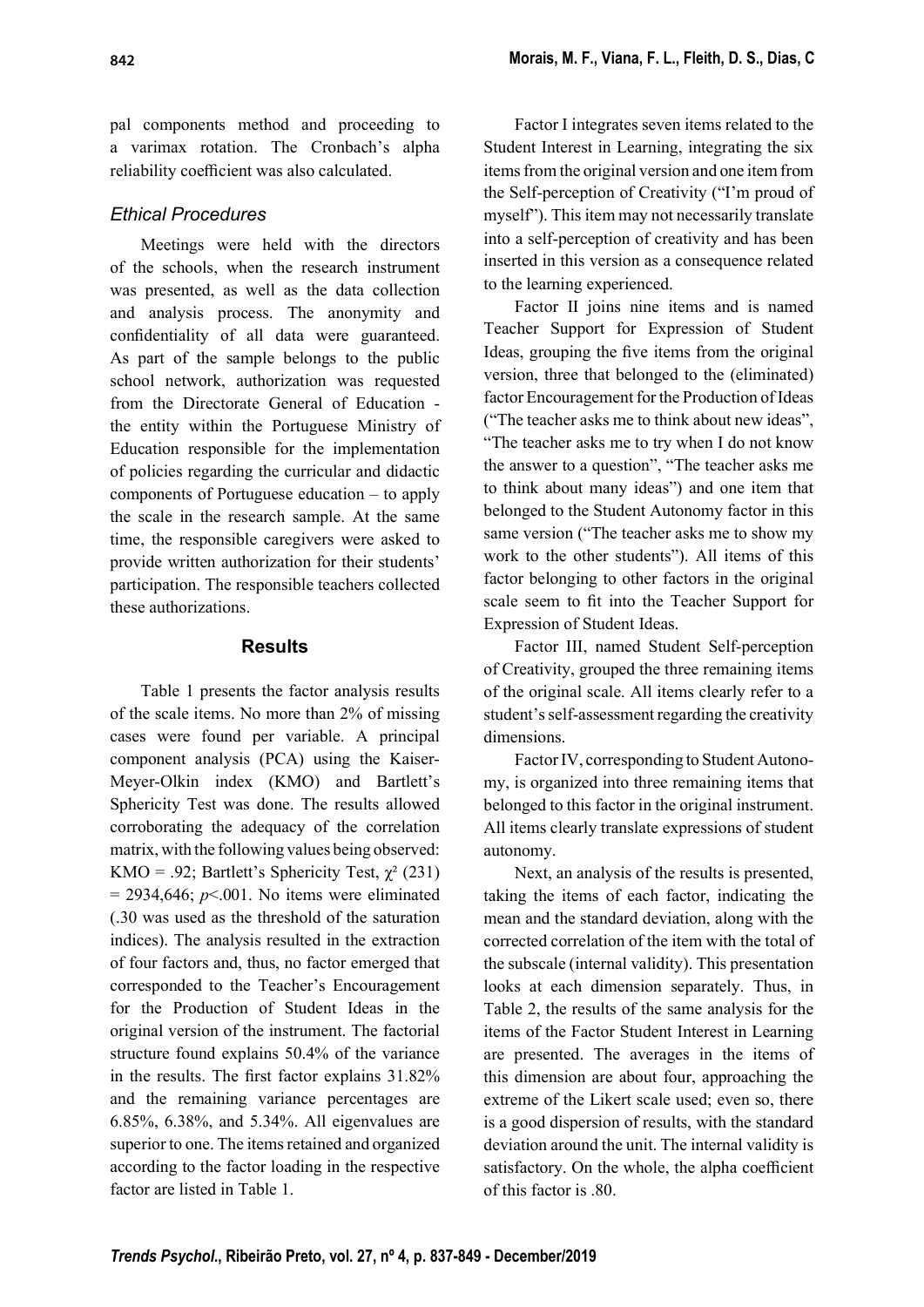pal components method and proceeding to a varimax rotation. The Cronbach's alpha reliability coefficient was also calculated.

### *Ethical Procedures*

Meetings were held with the directors of the schools, when the research instrument was presented, as well as the data collection and analysis process. The anonymity and confidentiality of all data were guaranteed. As part of the sample belongs to the public school network, authorization was requested from the Directorate General of Education - the entity within the Portuguese Ministry of Education responsible for the implementation of policies regarding the curricular and didactic components of Portuguese education – to apply the scale in the research sample. At the same time, the responsible caregivers were asked to provide written authorization for their students' participation. The responsible teachers collected these authorizations.

## Results

Table 1 presents the factor analysis results of the scale items. No more than 2% of missing cases were found per variable. A principal component analysis (PCA) using the Kaiser-Meyer-Olkin index (KMO) and Bartlett's Sphericity Test was done. The results allowed corroborating the adequacy of the correlation matrix, with the following values being observed: KMO = .92; Bartlett's Sphericity Test, $\chi^2$ (231) = 2934,646; $p$<.001. No items were eliminated (.30 was used as the threshold of the saturation indices). The analysis resulted in the extraction of four factors and, thus, no factor emerged that corresponded to the Teacher's Encouragement for the Production of Student Ideas in the original version of the instrument. The factorial structure found explains 50.4% of the variance in the results. The first factor explains 31.82% and the remaining variance percentages are 6.85%, 6.38%, and 5.34%. All eigenvalues are superior to one. The items retained and organized according to the factor loading in the respective factor are listed in Table 1.

Factor I integrates seven items related to the Student Interest in Learning, integrating the six items from the original version and one item from the Self-perception of Creativity ("I'm proud of myself"). This item may not necessarily translate into a self-perception of creativity and has been inserted in this version as a consequence related to the learning experienced.

Factor II joins nine items and is named Teacher Support for Expression of Student Ideas, grouping the five items from the original version, three that belonged to the (eliminated) factor Encouragement for the Production of Ideas ("The teacher asks me to think about new ideas", "The teacher asks me to try when I do not know the answer to a question", "The teacher asks me to think about many ideas") and one item that belonged to the Student Autonomy factor in this same version ("The teacher asks me to show my work to the other students"). All items of this factor belonging to other factors in the original scale seem to fit into the Teacher Support for Expression of Student Ideas.

Factor III, named Student Self-perception of Creativity, grouped the three remaining items of the original scale. All items clearly refer to a student's self-assessment regarding the creativity dimensions.

Factor IV, corresponding to Student Autonomy, is organized into three remaining items that belonged to this factor in the original instrument. All items clearly translate expressions of student autonomy.

Next, an analysis of the results is presented, taking the items of each factor, indicating the mean and the standard deviation, along with the corrected correlation of the item with the total of the subscale (internal validity). This presentation looks at each dimension separately. Thus, in Table 2, the results of the same analysis for the items of the Factor Student Interest in Learning are presented. The averages in the items of this dimension are about four, approaching the extreme of the Likert scale used; even so, there is a good dispersion of results, with the standard deviation around the unit. The internal validity is satisfactory. On the whole, the alpha coefficient of this factor is .80.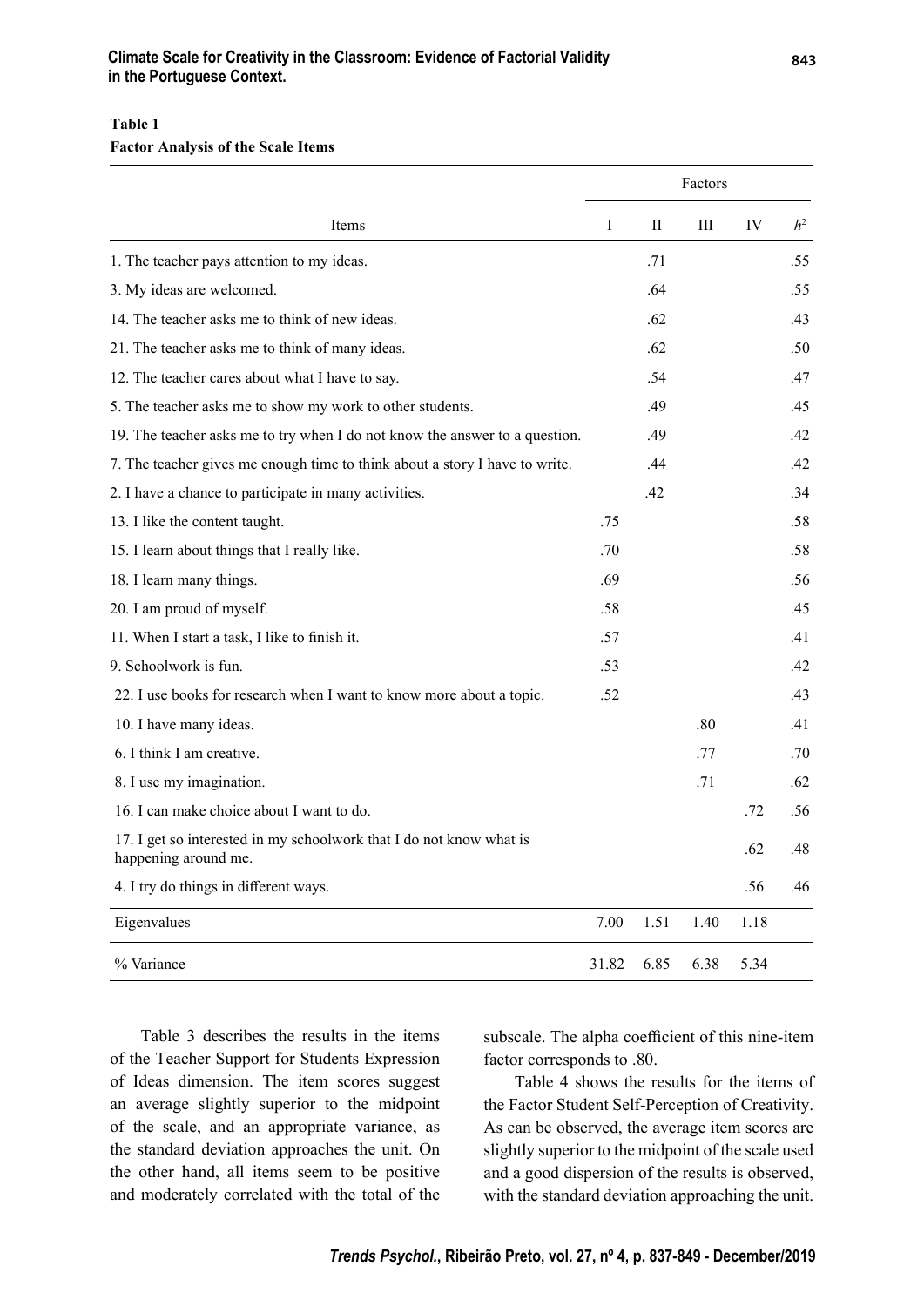**Table 1**
**Factor Analysis of the Scale Items**

| | Factors | | | | |
|---|---|---|---|---|---|
| Items | I | II | III | IV | $h^2$ |
| 1. The teacher pays attention to my ideas. | | .71 | | | .55 |
| 3. My ideas are welcomed. | | .64 | | | .55 |
| 14. The teacher asks me to think of new ideas. | | .62 | | | .43 |
| 21. The teacher asks me to think of many ideas. | | .62 | | | .50 |
| 12. The teacher cares about what I have to say. | | .54 | | | .47 |
| 5. The teacher asks me to show my work to other students. | | .49 | | | .45 |
| 19. The teacher asks me to try when I do not know the answer to a question. | | .49 | | | .42 |
| 7. The teacher gives me enough time to think about a story I have to write. | | .44 | | | .42 |
| 2. I have a chance to participate in many activities. | | .42 | | | .34 |
| 13. I like the content taught. | .75 | | | | .58 |
| 15. I learn about things that I really like. | .70 | | | | .58 |
| 18. I learn many things. | .69 | | | | .56 |
| 20. I am proud of myself. | .58 | | | | .45 |
| 11. When I start a task, I like to finish it. | .57 | | | | .41 |
| 9. Schoolwork is fun. | .53 | | | | .42 |
| 22. I use books for research when I want to know more about a topic. | .52 | | | | .43 |
| 10. I have many ideas. | | | .80 | | .41 |
| 6. I think I am creative. | | | .77 | | .70 |
| 8. I use my imagination. | | | .71 | | .62 |
| 16. I can make choice about I want to do. | | | | .72 | .56 |
| 17. I get so interested in my schoolwork that I do not know what is happening around me. | | | | .62 | .48 |
| 4. I try do things in different ways. | | | | .56 | .46 |
| Eigenvalues | 7.00 | 1.51 | 1.40 | 1.18 | |
| % Variance | 31.82 | 6.85 | 6.38 | 5.34 | |

Table 3 describes the results in the items of the Teacher Support for Students Expression of Ideas dimension. The item scores suggest an average slightly superior to the midpoint of the scale, and an appropriate variance, as the standard deviation approaches the unit. On the other hand, all items seem to be positive and moderately correlated with the total of the subscale. The alpha coefficient of this nine-item factor corresponds to .80.

Table 4 shows the results for the items of the Factor Student Self-Perception of Creativity. As can be observed, the average item scores are slightly superior to the midpoint of the scale used and a good dispersion of the results is observed, with the standard deviation approaching the unit.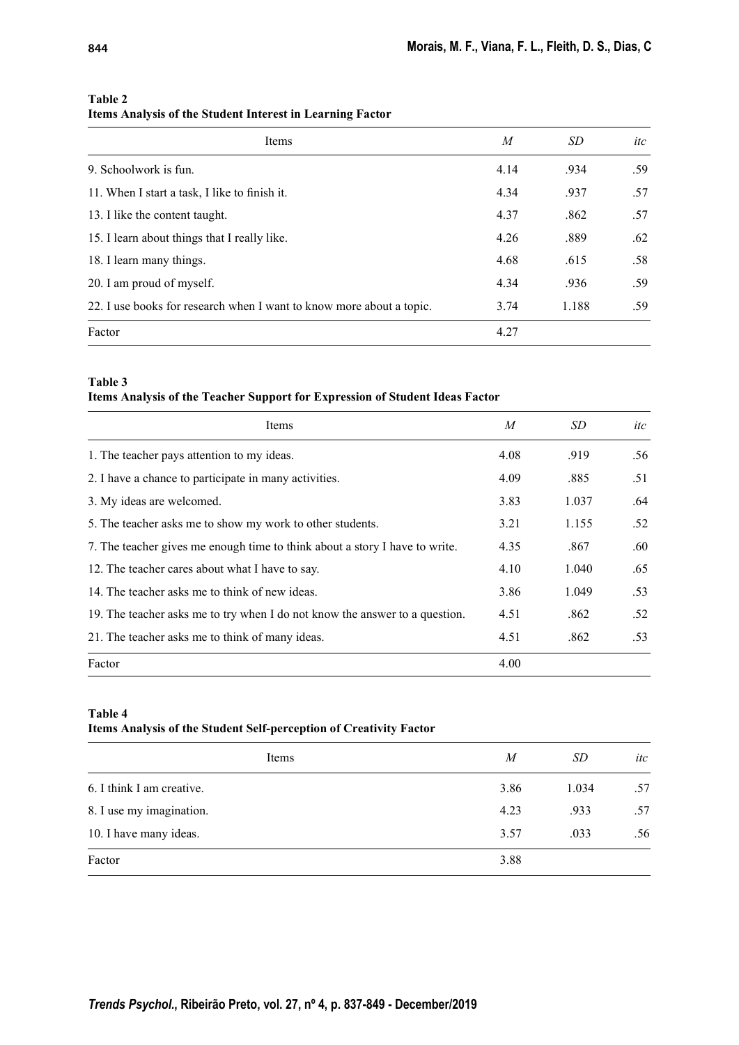**Table 2**
**Items Analysis of the Student Interest in Learning Factor**

| Items | *M* | *SD* | *itc* |
|---|---|---|---|
| 9. Schoolwork is fun. | 4.14 | .934 | .59 |
| 11. When I start a task, I like to finish it. | 4.34 | .937 | .57 |
| 13. I like the content taught. | 4.37 | .862 | .57 |
| 15. I learn about things that I really like. | 4.26 | .889 | .62 |
| 18. I learn many things. | 4.68 | .615 | .58 |
| 20. I am proud of myself. | 4.34 | .936 | .59 |
| 22. I use books for research when I want to know more about a topic. | 3.74 | 1.188 | .59 |
| Factor | 4.27 | | |

**Table 3**
**Items Analysis of the Teacher Support for Expression of Student Ideas Factor**

| Items | *M* | *SD* | *itc* |
|---|---|---|---|
| 1. The teacher pays attention to my ideas. | 4.08 | .919 | .56 |
| 2. I have a chance to participate in many activities. | 4.09 | .885 | .51 |
| 3. My ideas are welcomed. | 3.83 | 1.037 | .64 |
| 5. The teacher asks me to show my work to other students. | 3.21 | 1.155 | .52 |
| 7. The teacher gives me enough time to think about a story I have to write. | 4.35 | .867 | .60 |
| 12. The teacher cares about what I have to say. | 4.10 | 1.040 | .65 |
| 14. The teacher asks me to think of new ideas. | 3.86 | 1.049 | .53 |
| 19. The teacher asks me to try when I do not know the answer to a question. | 4.51 | .862 | .52 |
| 21. The teacher asks me to think of many ideas. | 4.51 | .862 | .53 |
| Factor | 4.00 | | |

**Table 4**
**Items Analysis of the Student Self-perception of Creativity Factor**

| Items | *M* | *SD* | *itc* |
|---|---|---|---|
| 6. I think I am creative. | 3.86 | 1.034 | .57 |
| 8. I use my imagination. | 4.23 | .933 | .57 |
| 10. I have many ideas. | 3.57 | .033 | .56 |
| Factor | 3.88 | | |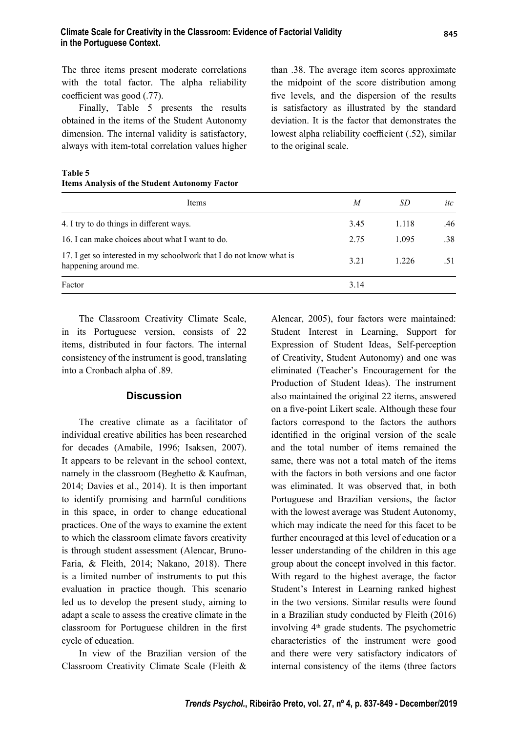The three items present moderate correlations with the total factor. The alpha reliability coefficient was good (.77).

Finally, Table 5 presents the results obtained in the items of the Student Autonomy dimension. The internal validity is satisfactory, always with item-total correlation values higher than .38. The average item scores approximate the midpoint of the score distribution among five levels, and the dispersion of the results is satisfactory as illustrated by the standard deviation. It is the factor that demonstrates the lowest alpha reliability coefficient (.52), similar to the original scale.

**Table 5**
**Items Analysis of the Student Autonomy Factor**

| Items | *M* | *SD* | *itc* |
|---|---|---|---|
| 4. I try to do things in different ways. | 3.45 | 1.118 | .46 |
| 16. I can make choices about what I want to do. | 2.75 | 1.095 | .38 |
| 17. I get so interested in my schoolwork that I do not know what is happening around me. | 3.21 | 1.226 | .51 |
| Factor | 3.14 | | |

The Classroom Creativity Climate Scale, in its Portuguese version, consists of 22 items, distributed in four factors. The internal consistency of the instrument is good, translating into a Cronbach alpha of .89.

## Discussion

The creative climate as a facilitator of individual creative abilities has been researched for decades (Amabile, 1996; Isaksen, 2007). It appears to be relevant in the school context, namely in the classroom (Beghetto & Kaufman, 2014; Davies et al., 2014). It is then important to identify promising and harmful conditions in this space, in order to change educational practices. One of the ways to examine the extent to which the classroom climate favors creativity is through student assessment (Alencar, Bruno-Faria, & Fleith, 2014; Nakano, 2018). There is a limited number of instruments to put this evaluation in practice though. This scenario led us to develop the present study, aiming to adapt a scale to assess the creative climate in the classroom for Portuguese children in the first cycle of education.

In view of the Brazilian version of the Classroom Creativity Climate Scale (Fleith & Alencar, 2005), four factors were maintained: Student Interest in Learning, Support for Expression of Student Ideas, Self-perception of Creativity, Student Autonomy) and one was eliminated (Teacher's Encouragement for the Production of Student Ideas). The instrument also maintained the original 22 items, answered on a five-point Likert scale. Although these four factors correspond to the factors the authors identified in the original version of the scale and the total number of items remained the same, there was not a total match of the items with the factors in both versions and one factor was eliminated. It was observed that, in both Portuguese and Brazilian versions, the factor with the lowest average was Student Autonomy, which may indicate the need for this facet to be further encouraged at this level of education or a lesser understanding of the children in this age group about the concept involved in this factor. With regard to the highest average, the factor Student's Interest in Learning ranked highest in the two versions. Similar results were found in a Brazilian study conducted by Fleith (2016) involving 4th grade students. The psychometric characteristics of the instrument were good and there were very satisfactory indicators of internal consistency of the items (three factors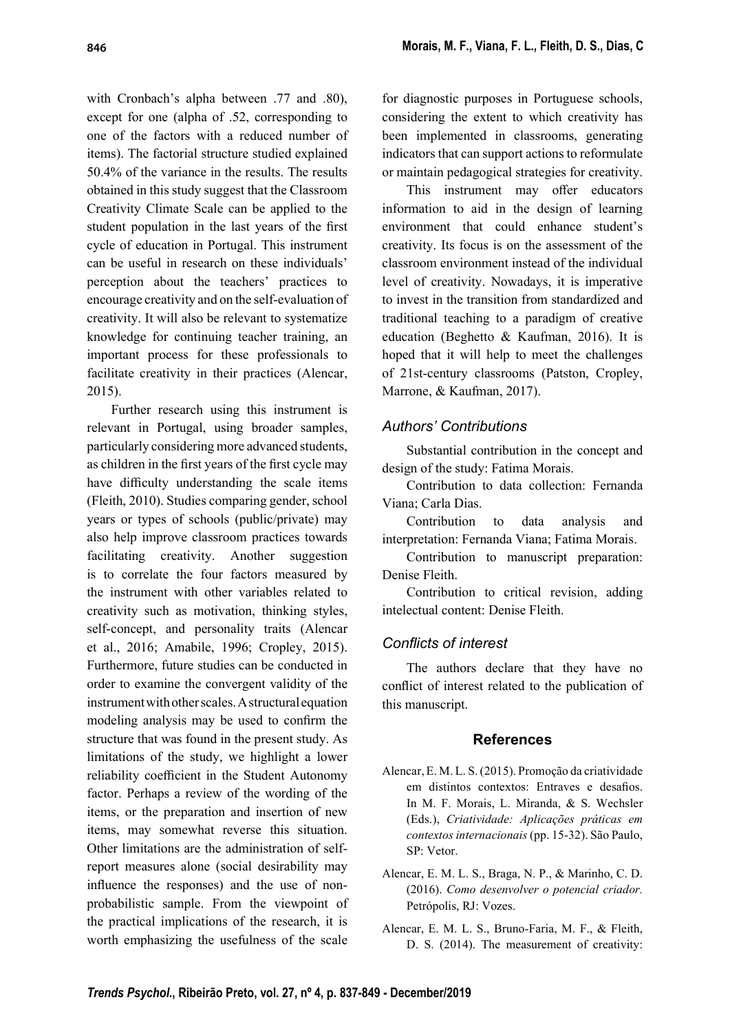with Cronbach's alpha between .77 and .80), except for one (alpha of .52, corresponding to one of the factors with a reduced number of items). The factorial structure studied explained 50.4% of the variance in the results. The results obtained in this study suggest that the Classroom Creativity Climate Scale can be applied to the student population in the last years of the first cycle of education in Portugal. This instrument can be useful in research on these individuals' perception about the teachers' practices to encourage creativity and on the self-evaluation of creativity. It will also be relevant to systematize knowledge for continuing teacher training, an important process for these professionals to facilitate creativity in their practices (Alencar, 2015).

Further research using this instrument is relevant in Portugal, using broader samples, particularly considering more advanced students, as children in the first years of the first cycle may have difficulty understanding the scale items (Fleith, 2010). Studies comparing gender, school years or types of schools (public/private) may also help improve classroom practices towards facilitating creativity. Another suggestion is to correlate the four factors measured by the instrument with other variables related to creativity such as motivation, thinking styles, self-concept, and personality traits (Alencar et al., 2016; Amabile, 1996; Cropley, 2015). Furthermore, future studies can be conducted in order to examine the convergent validity of the instrument with other scales. A structural equation modeling analysis may be used to confirm the structure that was found in the present study. As limitations of the study, we highlight a lower reliability coefficient in the Student Autonomy factor. Perhaps a review of the wording of the items, or the preparation and insertion of new items, may somewhat reverse this situation. Other limitations are the administration of self-report measures alone (social desirability may influence the responses) and the use of non-probabilistic sample. From the viewpoint of the practical implications of the research, it is worth emphasizing the usefulness of the scale for diagnostic purposes in Portuguese schools, considering the extent to which creativity has been implemented in classrooms, generating indicators that can support actions to reformulate or maintain pedagogical strategies for creativity.

This instrument may offer educators information to aid in the design of learning environment that could enhance student's creativity. Its focus is on the assessment of the classroom environment instead of the individual level of creativity. Nowadays, it is imperative to invest in the transition from standardized and traditional teaching to a paradigm of creative education (Beghetto & Kaufman, 2016). It is hoped that it will help to meet the challenges of 21st-century classrooms (Patston, Cropley, Marrone, & Kaufman, 2017).

### *Authors' Contributions*

Substantial contribution in the concept and design of the study: Fatima Morais.

Contribution to data collection: Fernanda Viana; Carla Dias.

Contribution to data analysis and interpretation: Fernanda Viana; Fatima Morais.

Contribution to manuscript preparation: Denise Fleith.

Contribution to critical revision, adding intelectual content: Denise Fleith.

### *Conflicts of interest*

The authors declare that they have no conflict of interest related to the publication of this manuscript.

## References

Alencar, E. M. L. S. (2015). Promoção da criatividade em distintos contextos: Entraves e desafios. In M. F. Morais, L. Miranda, & S. Wechsler (Eds.), *Criatividade: Aplicações práticas em contextos internacionais* (pp. 15-32). São Paulo, SP: Vetor.

Alencar, E. M. L. S., Braga, N. P., & Marinho, C. D. (2016). *Como desenvolver o potencial criador.* Petrópolis, RJ: Vozes.

Alencar, E. M. L. S., Bruno-Faria, M. F., & Fleith, D. S. (2014). The measurement of creativity: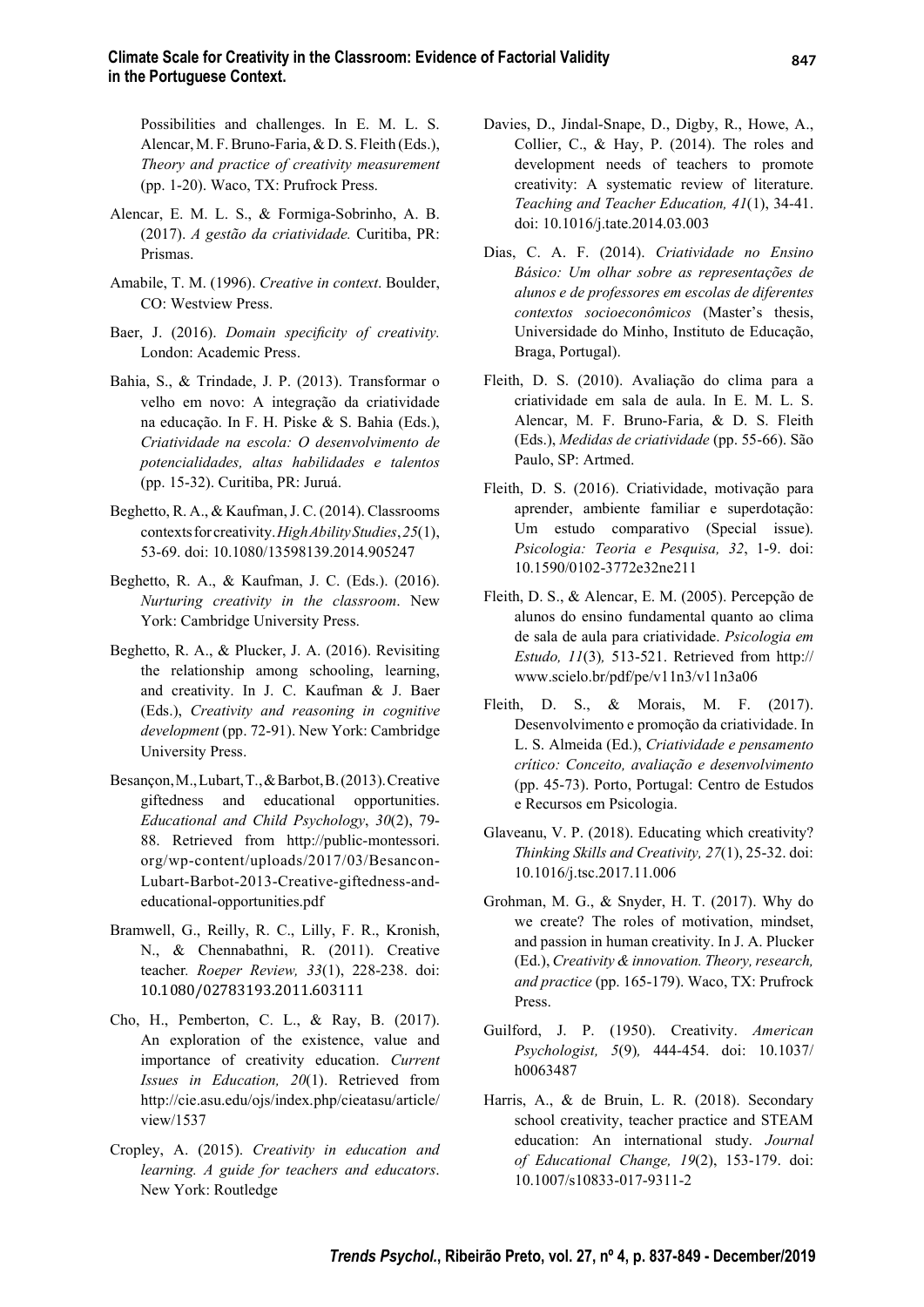Possibilities and challenges. In E. M. L. S. Alencar, M. F. Bruno-Faria, & D. S. Fleith (Eds.), *Theory and practice of creativity measurement* (pp. 1-20). Waco, TX: Prufrock Press.

Alencar, E. M. L. S., & Formiga-Sobrinho, A. B. (2017). *A gestão da criatividade.* Curitiba, PR: Prismas.

Amabile, T. M. (1996). *Creative in context*. Boulder, CO: Westview Press.

Baer, J. (2016). *Domain specificity of creativity.* London: Academic Press.

Bahia, S., & Trindade, J. P. (2013). Transformar o velho em novo: A integração da criatividade na educação. In F. H. Piske & S. Bahia (Eds.), *Criatividade na escola: O desenvolvimento de potencialidades, altas habilidades e talentos* (pp. 15-32). Curitiba, PR: Juruá.

Beghetto, R. A., & Kaufman, J. C. (2014). Classrooms contexts for creativity. *High Ability Studies*, *25*(1), 53-69. doi: 10.1080/13598139.2014.905247

Beghetto, R. A., & Kaufman, J. C. (Eds.). (2016). *Nurturing creativity in the classroom*. New York: Cambridge University Press.

Beghetto, R. A., & Plucker, J. A. (2016). Revisiting the relationship among schooling, learning, and creativity. In J. C. Kaufman & J. Baer (Eds.), *Creativity and reasoning in cognitive development* (pp. 72-91). New York: Cambridge University Press.

Besançon, M., Lubart, T., & Barbot, B. (2013). Creative giftedness and educational opportunities. *Educational and Child Psychology*, *30*(2), 79-88. Retrieved from http://public-montessori.org/wp-content/uploads/2017/03/Besancon-Lubart-Barbot-2013-Creative-giftedness-and-educational-opportunities.pdf

Bramwell, G., Reilly, R. C., Lilly, F. R., Kronish, N., & Chennabathni, R. (2011). Creative teacher. *Roeper Review, 33*(1), 228-238. doi: 10.1080/02783193.2011.603111

Cho, H., Pemberton, C. L., & Ray, B. (2017). An exploration of the existence, value and importance of creativity education. *Current Issues in Education, 20*(1). Retrieved from http://cie.asu.edu/ojs/index.php/cieatasu/article/view/1537

Cropley, A. (2015). *Creativity in education and learning. A guide for teachers and educators*. New York: Routledge

Davies, D., Jindal-Snape, D., Digby, R., Howe, A., Collier, C., & Hay, P. (2014). The roles and development needs of teachers to promote creativity: A systematic review of literature. *Teaching and Teacher Education, 41*(1), 34-41. doi: 10.1016/j.tate.2014.03.003

Dias, C. A. F. (2014). *Criatividade no Ensino Básico: Um olhar sobre as representações de alunos e de professores em escolas de diferentes contextos socioeconômicos* (Master's thesis, Universidade do Minho, Instituto de Educação, Braga, Portugal).

Fleith, D. S. (2010). Avaliação do clima para a criatividade em sala de aula. In E. M. L. S. Alencar, M. F. Bruno-Faria, & D. S. Fleith (Eds.), *Medidas de criatividade* (pp. 55-66). São Paulo, SP: Artmed.

Fleith, D. S. (2016). Criatividade, motivação para aprender, ambiente familiar e superdotação: Um estudo comparativo (Special issue). *Psicologia: Teoria e Pesquisa, 32*, 1-9. doi: 10.1590/0102-3772e32ne211

Fleith, D. S., & Alencar, E. M. (2005). Percepção de alunos do ensino fundamental quanto ao clima de sala de aula para criatividade. *Psicologia em Estudo, 11*(3)*,* 513-521. Retrieved from http://www.scielo.br/pdf/pe/v11n3/v11n3a06

Fleith, D. S., & Morais, M. F. (2017). Desenvolvimento e promoção da criatividade. In L. S. Almeida (Ed.), *Criatividade e pensamento crítico: Conceito, avaliação e desenvolvimento* (pp. 45-73). Porto, Portugal: Centro de Estudos e Recursos em Psicologia.

Glaveanu, V. P. (2018). Educating which creativity? *Thinking Skills and Creativity, 27*(1), 25-32. doi: 10.1016/j.tsc.2017.11.006

Grohman, M. G., & Snyder, H. T. (2017). Why do we create? The roles of motivation, mindset, and passion in human creativity. In J. A. Plucker (Ed.), *Creativity & innovation. Theory, research, and practice* (pp. 165-179). Waco, TX: Prufrock Press.

Guilford, J. P. (1950). Creativity. *American Psychologist, 5*(9)*,* 444-454. doi: 10.1037/h0063487

Harris, A., & de Bruin, L. R. (2018). Secondary school creativity, teacher practice and STEAM education: An international study. *Journal of Educational Change, 19*(2), 153-179. doi: 10.1007/s10833-017-9311-2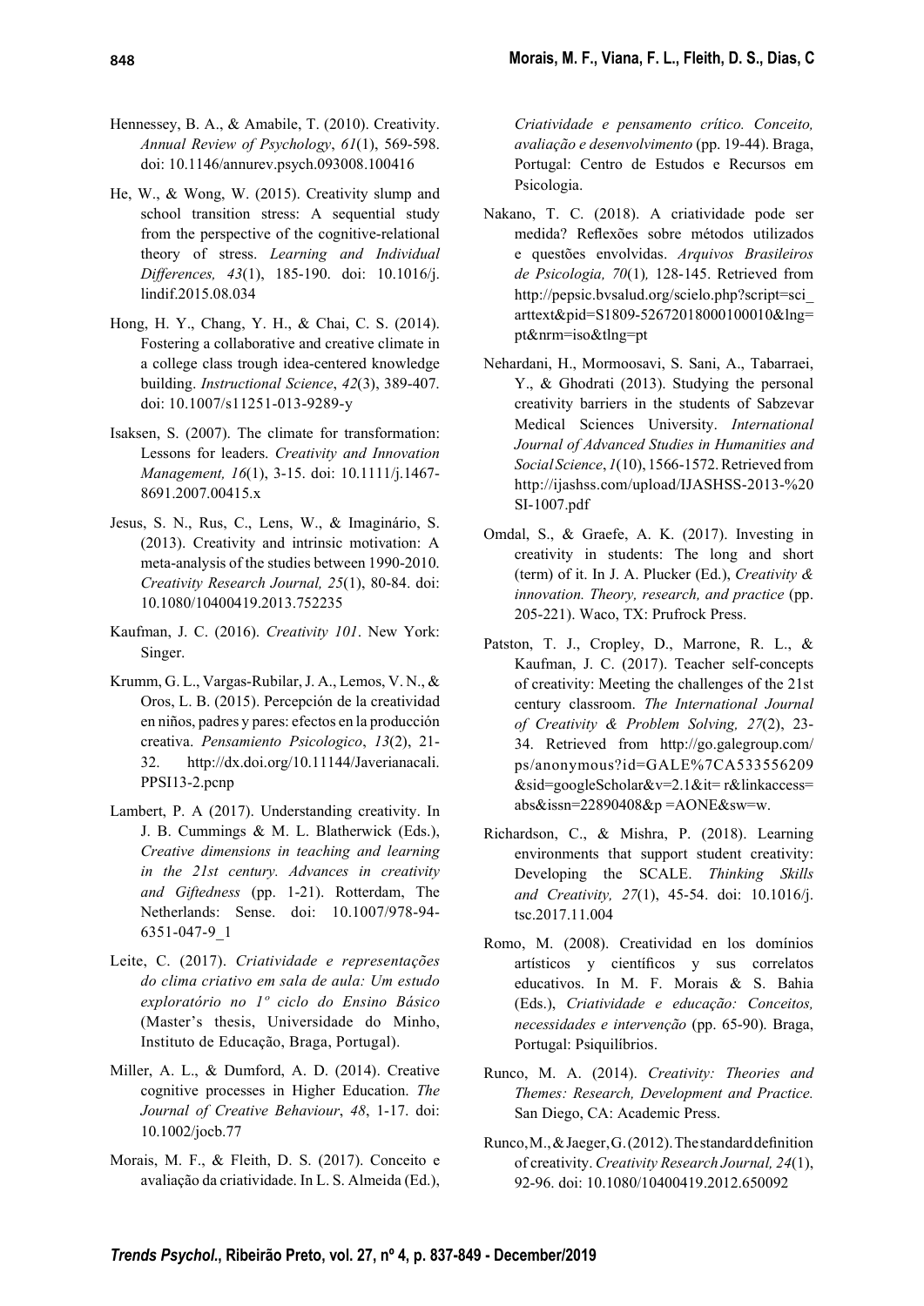Hennessey, B. A., & Amabile, T. (2010). Creativity. *Annual Review of Psychology*, *61*(1), 569-598. doi: 10.1146/annurev.psych.093008.100416

He, W., & Wong, W. (2015). Creativity slump and school transition stress: A sequential study from the perspective of the cognitive-relational theory of stress. *Learning and Individual Differences, 43*(1), 185-190. doi: 10.1016/j.lindif.2015.08.034

Hong, H. Y., Chang, Y. H., & Chai, C. S. (2014). Fostering a collaborative and creative climate in a college class trough idea-centered knowledge building. *Instructional Science*, *42*(3), 389-407. doi: 10.1007/s11251-013-9289-y

Isaksen, S. (2007). The climate for transformation: Lessons for leaders. *Creativity and Innovation Management, 16*(1), 3-15. doi: 10.1111/j.1467-8691.2007.00415.x

Jesus, S. N., Rus, C., Lens, W., & Imaginário, S. (2013). Creativity and intrinsic motivation: A meta-analysis of the studies between 1990-2010. *Creativity Research Journal, 25*(1), 80-84. doi: 10.1080/10400419.2013.752235

Kaufman, J. C. (2016). *Creativity 101*. New York: Singer.

Krumm, G. L., Vargas-Rubilar, J. A., Lemos, V. N., & Oros, L. B. (2015). Percepción de la creatividad en niños, padres y pares: efectos en la producción creativa. *Pensamiento Psicologico*, *13*(2), 21-32. http://dx.doi.org/10.11144/Javerianacali.PPSI13-2.pcnp

Lambert, P. A (2017). Understanding creativity. In J. B. Cummings & M. L. Blatherwick (Eds.), *Creative dimensions in teaching and learning in the 21st century. Advances in creativity and Giftedness* (pp. 1-21). Rotterdam, The Netherlands: Sense. doi: 10.1007/978-94-6351-047-9_1

Leite, C. (2017). *Criatividade e representações do clima criativo em sala de aula: Um estudo exploratório no 1º ciclo do Ensino Básico* (Master's thesis, Universidade do Minho, Instituto de Educação, Braga, Portugal).

Miller, A. L., & Dumford, A. D. (2014). Creative cognitive processes in Higher Education. *The Journal of Creative Behaviour*, *48*, 1-17. doi: 10.1002/jocb.77

Morais, M. F., & Fleith, D. S. (2017). Conceito e avaliação da criatividade. In L. S. Almeida (Ed.), *Criatividade e pensamento crítico. Conceito, avaliação e desenvolvimento* (pp. 19-44). Braga, Portugal: Centro de Estudos e Recursos em Psicologia.

Nakano, T. C. (2018). A criatividade pode ser medida? Reflexões sobre métodos utilizados e questões envolvidas. *Arquivos Brasileiros de Psicologia, 70*(1)*,* 128-145. Retrieved from http://pepsic.bvsalud.org/scielo.php?script=sci_arttext&pid=S1809-52672018000100010&lng=pt&nrm=iso&tlng=pt

Nehardani, H., Mormoosavi, S. Sani, A., Tabarraei, Y., & Ghodrati (2013). Studying the personal creativity barriers in the students of Sabzevar Medical Sciences University. *International Journal of Advanced Studies in Humanities and Social Science*, *1*(10), 1566-1572. Retrieved from http://ijashss.com/upload/IJASHSS-2013-%20SI-1007.pdf

Omdal, S., & Graefe, A. K. (2017). Investing in creativity in students: The long and short (term) of it. In J. A. Plucker (Ed.), *Creativity & innovation. Theory, research, and practice* (pp. 205-221). Waco, TX: Prufrock Press.

Patston, T. J., Cropley, D., Marrone, R. L., & Kaufman, J. C. (2017). Teacher self-concepts of creativity: Meeting the challenges of the 21st century classroom. *The International Journal of Creativity & Problem Solving, 27*(2), 23-34. Retrieved from http://go.galegroup.com/ps/anonymous?id=GALE%7CA533556209&sid=googleScholar&v=2.1&it= r&linkaccess=abs&issn=22890408&p =AONE&sw=w.

Richardson, C., & Mishra, P. (2018). Learning environments that support student creativity: Developing the SCALE. *Thinking Skills and Creativity, 27*(1), 45-54. doi: 10.1016/j.tsc.2017.11.004

Romo, M. (2008). Creatividad en los domínios artísticos y científicos y sus correlatos educativos. In M. F. Morais & S. Bahia (Eds.), *Criatividade e educação: Conceitos, necessidades e intervenção* (pp. 65-90). Braga, Portugal: Psiquilíbrios.

Runco, M. A. (2014). *Creativity: Theories and Themes: Research, Development and Practice.* San Diego, CA: Academic Press.

Runco, M., & Jaeger, G. (2012). The standard definition of creativity. *Creativity Research Journal, 24*(1), 92-96. doi: 10.1080/10400419.2012.650092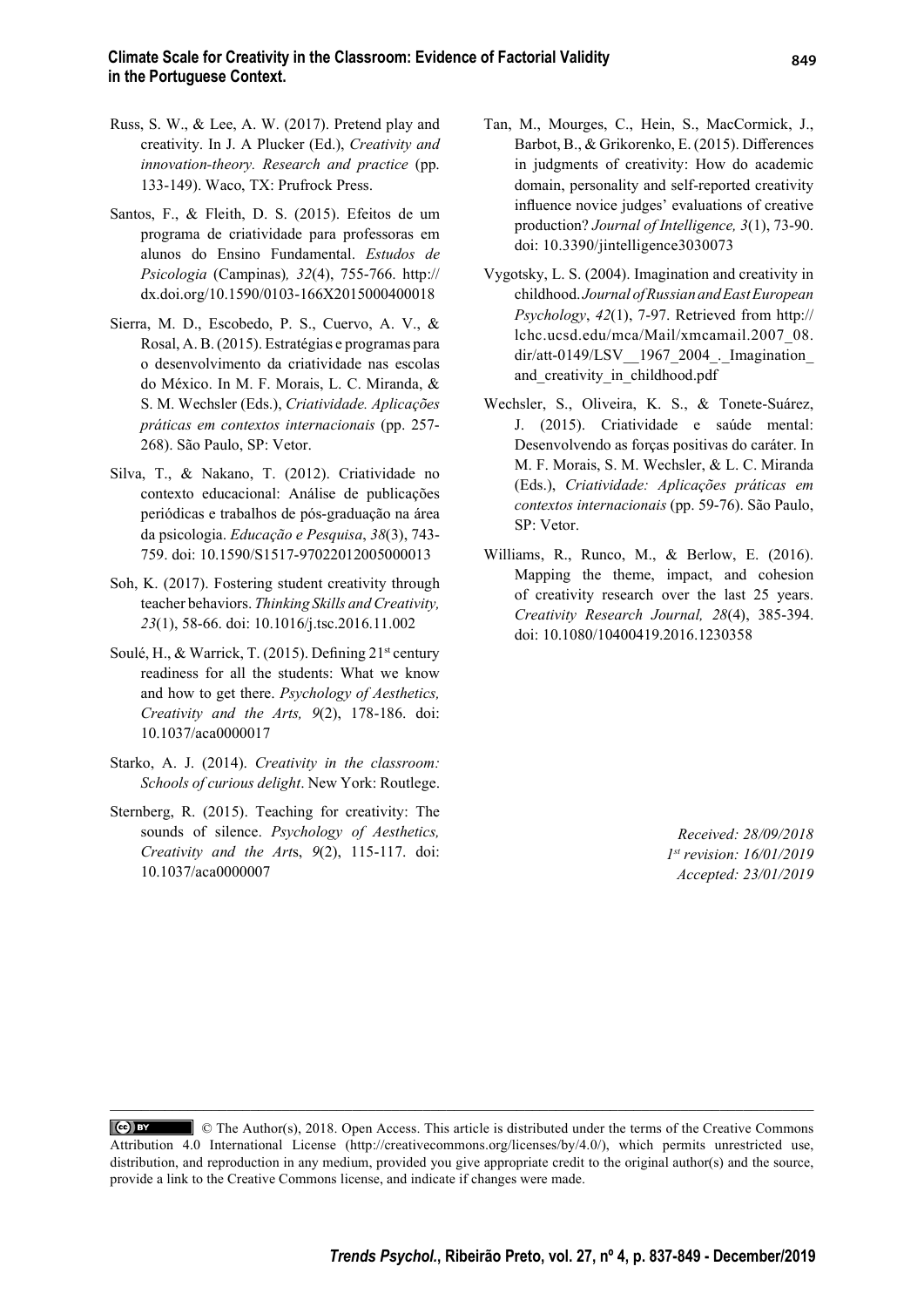Russ, S. W., & Lee, A. W. (2017). Pretend play and creativity. In J. A Plucker (Ed.), *Creativity and innovation-theory. Research and practice* (pp. 133-149). Waco, TX: Prufrock Press.

Santos, F., & Fleith, D. S. (2015). Efeitos de um programa de criatividade para professoras em alunos do Ensino Fundamental. *Estudos de Psicologia* (Campinas)*, 32*(4), 755-766. http://dx.doi.org/10.1590/0103-166X2015000400018

Sierra, M. D., Escobedo, P. S., Cuervo, A. V., & Rosal, A. B. (2015). Estratégias e programas para o desenvolvimento da criatividade nas escolas do México. In M. F. Morais, L. C. Miranda, & S. M. Wechsler (Eds.), *Criatividade. Aplicações práticas em contextos internacionais* (pp. 257-268). São Paulo, SP: Vetor.

Silva, T., & Nakano, T. (2012). Criatividade no contexto educacional: Análise de publicações periódicas e trabalhos de pós-graduação na área da psicologia. *Educação e Pesquisa*, *38*(3), 743-759. doi: 10.1590/S1517-97022012005000013

Soh, K. (2017). Fostering student creativity through teacher behaviors. *Thinking Skills and Creativity, 23*(1), 58-66. doi: 10.1016/j.tsc.2016.11.002

Soulé, H., & Warrick, T. (2015). Defining 21st century readiness for all the students: What we know and how to get there. *Psychology of Aesthetics, Creativity and the Arts, 9*(2), 178-186. doi: 10.1037/aca0000017

Starko, A. J. (2014). *Creativity in the classroom: Schools of curious delight*. New York: Routlege.

Sternberg, R. (2015). Teaching for creativity: The sounds of silence. *Psychology of Aesthetics, Creativity and the Art*s, *9*(2), 115-117. doi: 10.1037/aca0000007

Tan, M., Mourges, C., Hein, S., MacCormick, J., Barbot, B., & Grikorenko, E. (2015). Differences in judgments of creativity: How do academic domain, personality and self-reported creativity influence novice judges' evaluations of creative production? *Journal of Intelligence, 3*(1), 73-90. doi: 10.3390/jintelligence3030073

Vygotsky, L. S. (2004). Imagination and creativity in childhood. *Journal of Russian and East European Psychology*, *42*(1), 7-97. Retrieved from http://lchc.ucsd.edu/mca/Mail/xmcamail.2007_08.dir/att-0149/LSV__1967_2004_._Imagination_and_creativity_in_childhood.pdf

Wechsler, S., Oliveira, K. S., & Tonete-Suárez, J. (2015). Criatividade e saúde mental: Desenvolvendo as forças positivas do caráter. In M. F. Morais, S. M. Wechsler, & L. C. Miranda (Eds.), *Criatividade: Aplicações práticas em contextos internacionais* (pp. 59-76). São Paulo, SP: Vetor.

Williams, R., Runco, M., & Berlow, E. (2016). Mapping the theme, impact, and cohesion of creativity research over the last 25 years. *Creativity Research Journal, 28*(4), 385-394. doi: 10.1080/10400419.2016.1230358

*Received: 28/09/2018*
*1st revision: 16/01/2019*
*Accepted: 23/01/2019*

© The Author(s), 2018. Open Access. This article is distributed under the terms of the Creative Commons Attribution 4.0 International License (http://creativecommons.org/licenses/by/4.0/), which permits unrestricted use, distribution, and reproduction in any medium, provided you give appropriate credit to the original author(s) and the source, provide a link to the Creative Commons license, and indicate if changes were made.